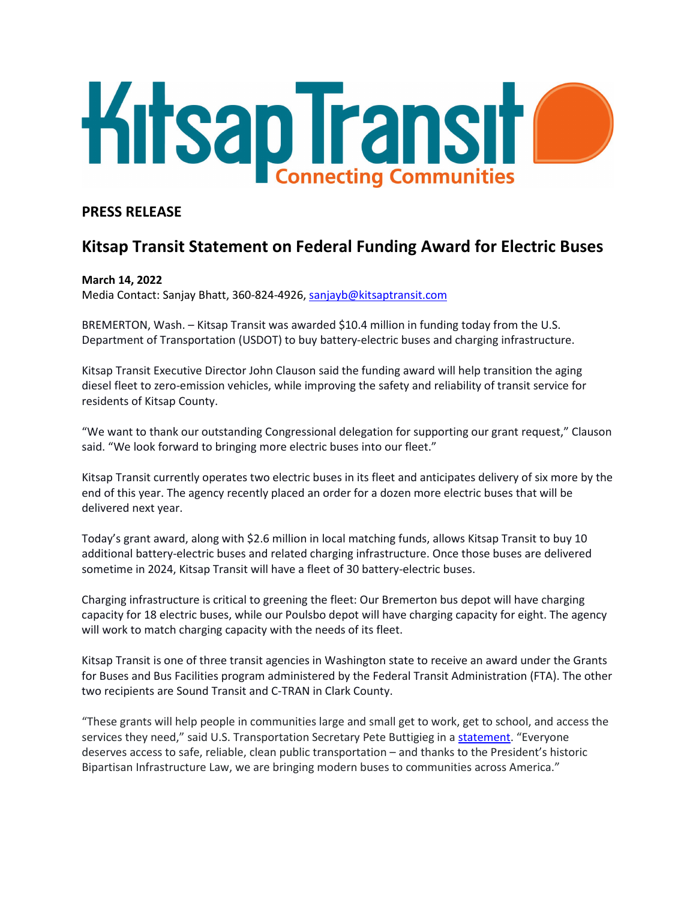Kitsap Transit
Connecting Communities

**PRESS RELEASE**

## Kitsap Transit Statement on Federal Funding Award for Electric Buses

**March 14, 2022**
Media Contact: Sanjay Bhatt, 360-824-4926, [sanjayb@kitsaptransit.com](mailto:sanjayb@kitsaptransit.com)

BREMERTON, Wash. – Kitsap Transit was awarded $10.4 million in funding today from the U.S. Department of Transportation (USDOT) to buy battery-electric buses and charging infrastructure.

Kitsap Transit Executive Director John Clauson said the funding award will help transition the aging diesel fleet to zero-emission vehicles, while improving the safety and reliability of transit service for residents of Kitsap County.

"We want to thank our outstanding Congressional delegation for supporting our grant request," Clauson said. "We look forward to bringing more electric buses into our fleet."

Kitsap Transit currently operates two electric buses in its fleet and anticipates delivery of six more by the end of this year. The agency recently placed an order for a dozen more electric buses that will be delivered next year.

Today's grant award, along with $2.6 million in local matching funds, allows Kitsap Transit to buy 10 additional battery-electric buses and related charging infrastructure. Once those buses are delivered sometime in 2024, Kitsap Transit will have a fleet of 30 battery-electric buses.

Charging infrastructure is critical to greening the fleet: Our Bremerton bus depot will have charging capacity for 18 electric buses, while our Poulsbo depot will have charging capacity for eight. The agency will work to match charging capacity with the needs of its fleet.

Kitsap Transit is one of three transit agencies in Washington state to receive an award under the Grants for Buses and Bus Facilities program administered by the Federal Transit Administration (FTA). The other two recipients are Sound Transit and C-TRAN in Clark County.

"These grants will help people in communities large and small get to work, get to school, and access the services they need," said U.S. Transportation Secretary Pete Buttigieg in a statement. "Everyone deserves access to safe, reliable, clean public transportation – and thanks to the President's historic Bipartisan Infrastructure Law, we are bringing modern buses to communities across America."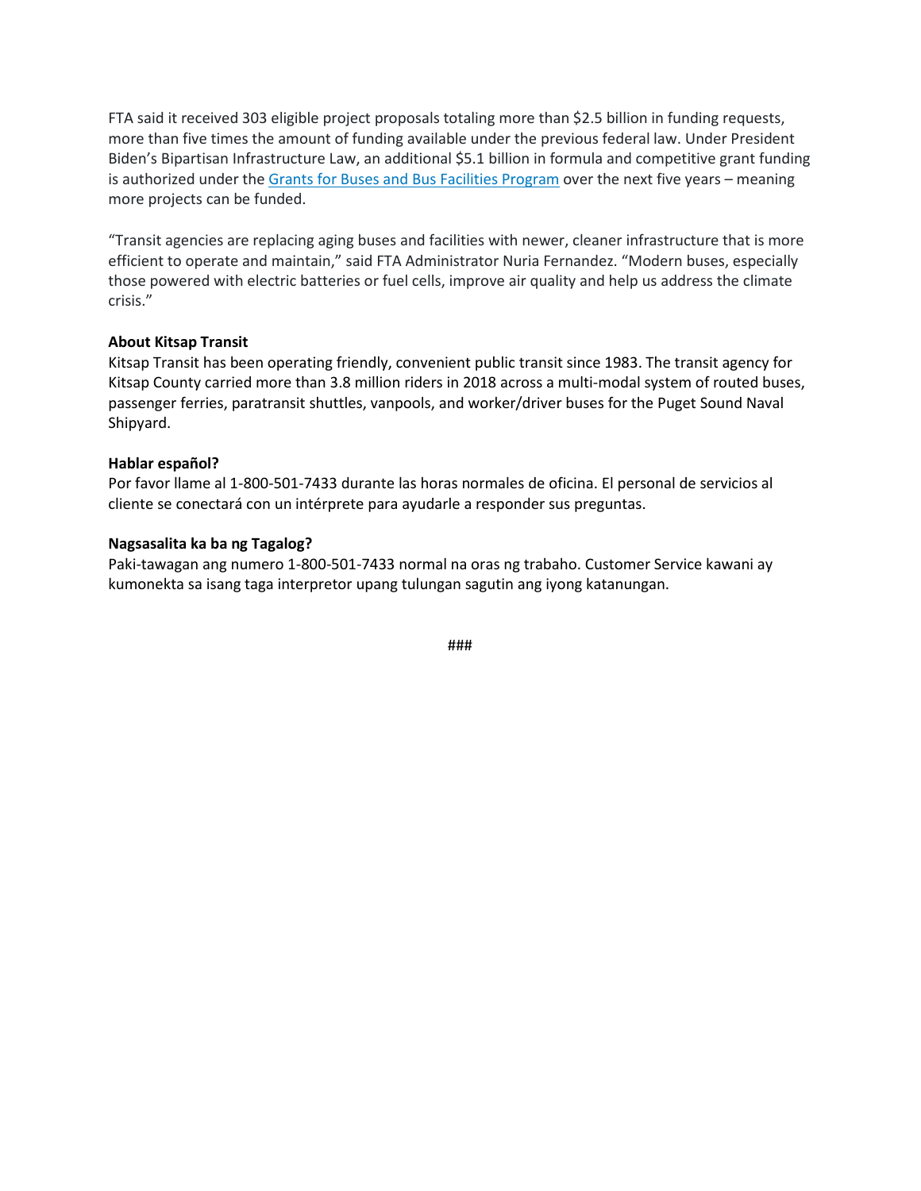FTA said it received 303 eligible project proposals totaling more than $2.5 billion in funding requests, more than five times the amount of funding available under the previous federal law. Under President Biden's Bipartisan Infrastructure Law, an additional $5.1 billion in formula and competitive grant funding is authorized under the Grants for Buses and Bus Facilities Program over the next five years – meaning more projects can be funded.

"Transit agencies are replacing aging buses and facilities with newer, cleaner infrastructure that is more efficient to operate and maintain," said FTA Administrator Nuria Fernandez. "Modern buses, especially those powered with electric batteries or fuel cells, improve air quality and help us address the climate crisis."

**About Kitsap Transit**

Kitsap Transit has been operating friendly, convenient public transit since 1983. The transit agency for Kitsap County carried more than 3.8 million riders in 2018 across a multi-modal system of routed buses, passenger ferries, paratransit shuttles, vanpools, and worker/driver buses for the Puget Sound Naval Shipyard.

**Hablar español?**

Por favor llame al 1-800-501-7433 durante las horas normales de oficina. El personal de servicios al cliente se conectará con un intérprete para ayudarle a responder sus preguntas.

**Nagsasalita ka ba ng Tagalog?**

Paki-tawagan ang numero 1-800-501-7433 normal na oras ng trabaho. Customer Service kawani ay kumonekta sa isang taga interpretor upang tulungan sagutin ang iyong katanungan.

###